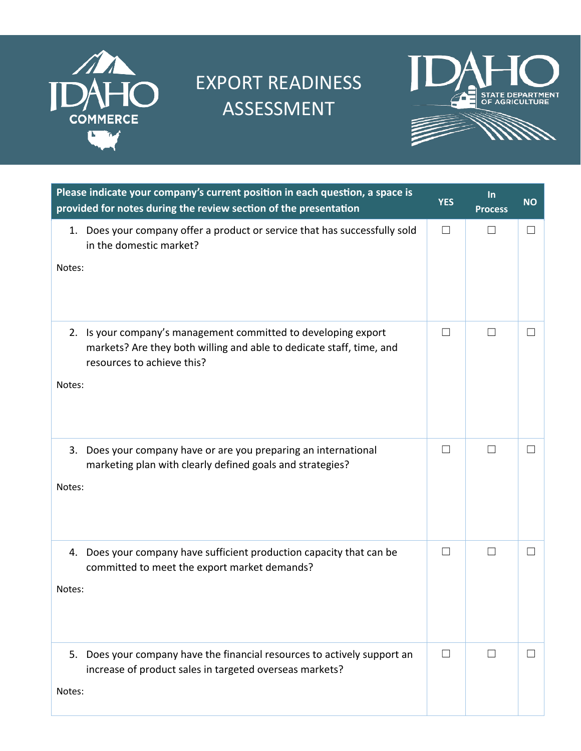# EXPORT READINESS ASSESSMENT

IDAHO COMMERCE

IDAHO STATE DEPARTMENT OF AGRICULTURE

| Please indicate your company's current position in each question, a space is provided for notes during the review section of the presentation | YES | In Process | NO |
|---|---|---|---|
| 1. Does your company offer a product or service that has successfully sold in the domestic market?<br><br>Notes: | ☐ | ☐ | ☐ |
| 2. Is your company's management committed to developing export markets? Are they both willing and able to dedicate staff, time, and resources to achieve this?<br><br>Notes: | ☐ | ☐ | ☐ |
| 3. Does your company have or are you preparing an international marketing plan with clearly defined goals and strategies?<br><br>Notes: | ☐ | ☐ | ☐ |
| 4. Does your company have sufficient production capacity that can be committed to meet the export market demands?<br><br>Notes: | ☐ | ☐ | ☐ |
| 5. Does your company have the financial resources to actively support an increase of product sales in targeted overseas markets?<br><br>Notes: | ☐ | ☐ | ☐ |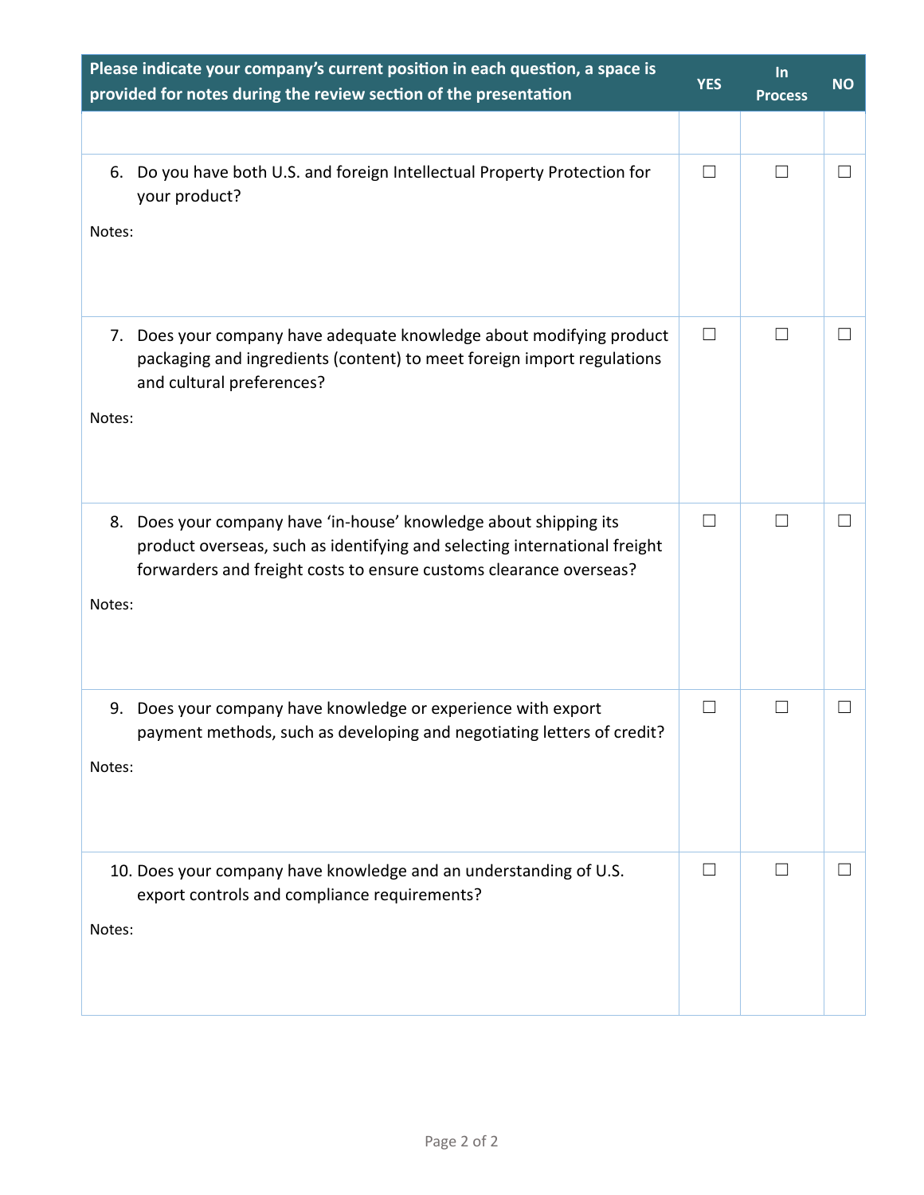| Please indicate your company's current position in each question, a space is provided for notes during the review section of the presentation | YES | In Process | NO |
|---|---|---|---|
| | | | |
| 6. Do you have both U.S. and foreign Intellectual Property Protection for your product?<br><br>Notes: | ☐ | ☐ | ☐ |
| 7. Does your company have adequate knowledge about modifying product packaging and ingredients (content) to meet foreign import regulations and cultural preferences?<br><br>Notes: | ☐ | ☐ | ☐ |
| 8. Does your company have 'in-house' knowledge about shipping its product overseas, such as identifying and selecting international freight forwarders and freight costs to ensure customs clearance overseas?<br><br>Notes: | ☐ | ☐ | ☐ |
| 9. Does your company have knowledge or experience with export payment methods, such as developing and negotiating letters of credit?<br><br>Notes: | ☐ | ☐ | ☐ |
| 10. Does your company have knowledge and an understanding of U.S. export controls and compliance requirements?<br><br>Notes: | ☐ | ☐ | ☐ |